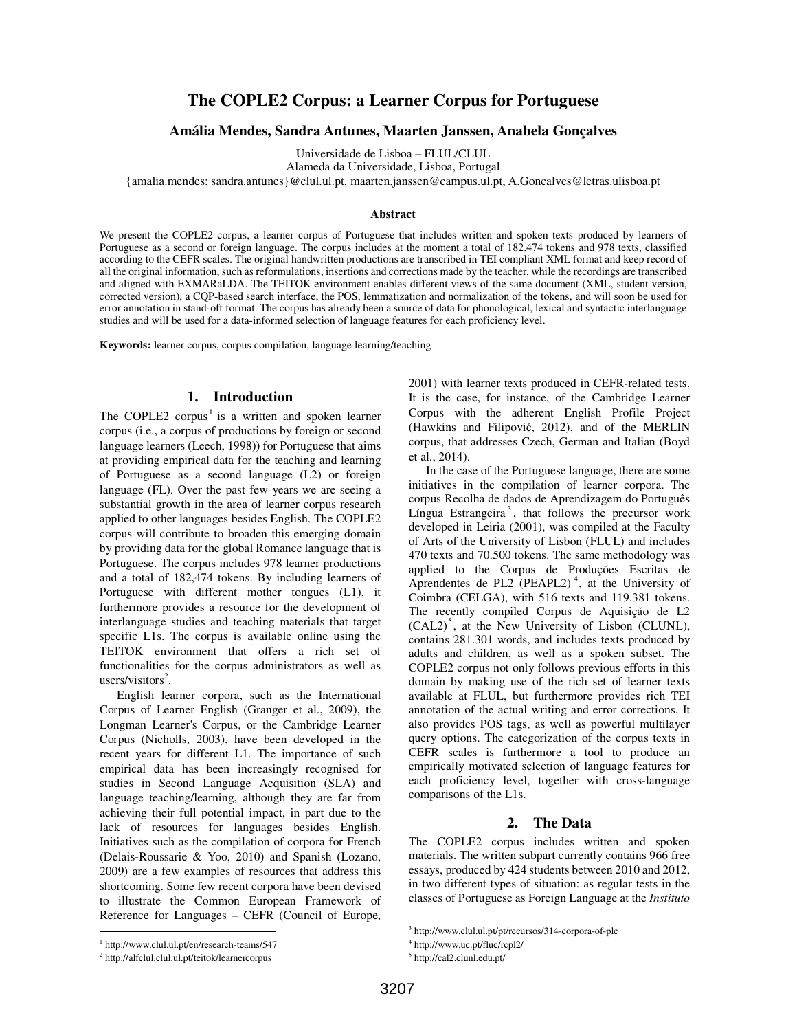# The COPLE2 Corpus: a Learner Corpus for Portuguese

**Amália Mendes, Sandra Antunes, Maarten Janssen, Anabela Gonçalves**

Universidade de Lisboa – FLUL/CLUL
Alameda da Universidade, Lisboa, Portugal
{amalia.mendes; sandra.antunes}@clul.ul.pt, maarten.janssen@campus.ul.pt, A.Goncalves@letras.ulisboa.pt

### Abstract

We present the COPLE2 corpus, a learner corpus of Portuguese that includes written and spoken texts produced by learners of Portuguese as a second or foreign language. The corpus includes at the moment a total of 182,474 tokens and 978 texts, classified according to the CEFR scales. The original handwritten productions are transcribed in TEI compliant XML format and keep record of all the original information, such as reformulations, insertions and corrections made by the teacher, while the recordings are transcribed and aligned with EXMARaLDA. The TEITOK environment enables different views of the same document (XML, student version, corrected version), a CQP-based search interface, the POS, lemmatization and normalization of the tokens, and will soon be used for error annotation in stand-off format. The corpus has already been a source of data for phonological, lexical and syntactic interlanguage studies and will be used for a data-informed selection of language features for each proficiency level.

**Keywords:** learner corpus, corpus compilation, language learning/teaching

## 1. Introduction

The COPLE2 corpus[1] is a written and spoken learner corpus (i.e., a corpus of productions by foreign or second language learners (Leech, 1998)) for Portuguese that aims at providing empirical data for the teaching and learning of Portuguese as a second language (L2) or foreign language (FL). Over the past few years we are seeing a substantial growth in the area of learner corpus research applied to other languages besides English. The COPLE2 corpus will contribute to broaden this emerging domain by providing data for the global Romance language that is Portuguese. The corpus includes 978 learner productions and a total of 182,474 tokens. By including learners of Portuguese with different mother tongues (L1), it furthermore provides a resource for the development of interlanguage studies and teaching materials that target specific L1s. The corpus is available online using the TEITOK environment that offers a rich set of functionalities for the corpus administrators as well as users/visitors[2].

English learner corpora, such as the International Corpus of Learner English (Granger et al., 2009), the Longman Learner's Corpus, or the Cambridge Learner Corpus (Nicholls, 2003), have been developed in the recent years for different L1. The importance of such empirical data has been increasingly recognised for studies in Second Language Acquisition (SLA) and language teaching/learning, although they are far from achieving their full potential impact, in part due to the lack of resources for languages besides English. Initiatives such as the compilation of corpora for French (Delais-Roussarie & Yoo, 2010) and Spanish (Lozano, 2009) are a few examples of resources that address this shortcoming. Some few recent corpora have been devised to illustrate the Common European Framework of Reference for Languages – CEFR (Council of Europe, 2001) with learner texts produced in CEFR-related tests. It is the case, for instance, of the Cambridge Learner Corpus with the adherent English Profile Project (Hawkins and Filipović, 2012), and of the MERLIN corpus, that addresses Czech, German and Italian (Boyd et al., 2014).

In the case of the Portuguese language, there are some initiatives in the compilation of learner corpora. The corpus Recolha de dados de Aprendizagem do Português Língua Estrangeira[3], that follows the precursor work developed in Leiria (2001), was compiled at the Faculty of Arts of the University of Lisbon (FLUL) and includes 470 texts and 70.500 tokens. The same methodology was applied to the Corpus de Produções Escritas de Aprendentes de PL2 (PEAPL2)[4], at the University of Coimbra (CELGA), with 516 texts and 119.381 tokens. The recently compiled Corpus de Aquisição de L2 (CAL2)[5], at the New University of Lisbon (CLUNL), contains 281.301 words, and includes texts produced by adults and children, as well as a spoken subset. The COPLE2 corpus not only follows previous efforts in this domain by making use of the rich set of learner texts available at FLUL, but furthermore provides rich TEI annotation of the actual writing and error corrections. It also provides POS tags, as well as powerful multilayer query options. The categorization of the corpus texts in CEFR scales is furthermore a tool to produce an empirically motivated selection of language features for each proficiency level, together with cross-language comparisons of the L1s.

## 2. The Data

The COPLE2 corpus includes written and spoken materials. The written subpart currently contains 966 free essays, produced by 424 students between 2010 and 2012, in two different types of situation: as regular tests in the classes of Portuguese as Foreign Language at the *Instituto*

---

[1] http://www.clul.ul.pt/en/research-teams/547

[2] http://alfclul.clul.ul.pt/teitok/learnercorpus

[3] http://www.clul.ul.pt/pt/recursos/314-corpora-of-ple

[4] http://www.uc.pt/fluc/rcpl2/

[5] http://cal2.clunl.edu.pt/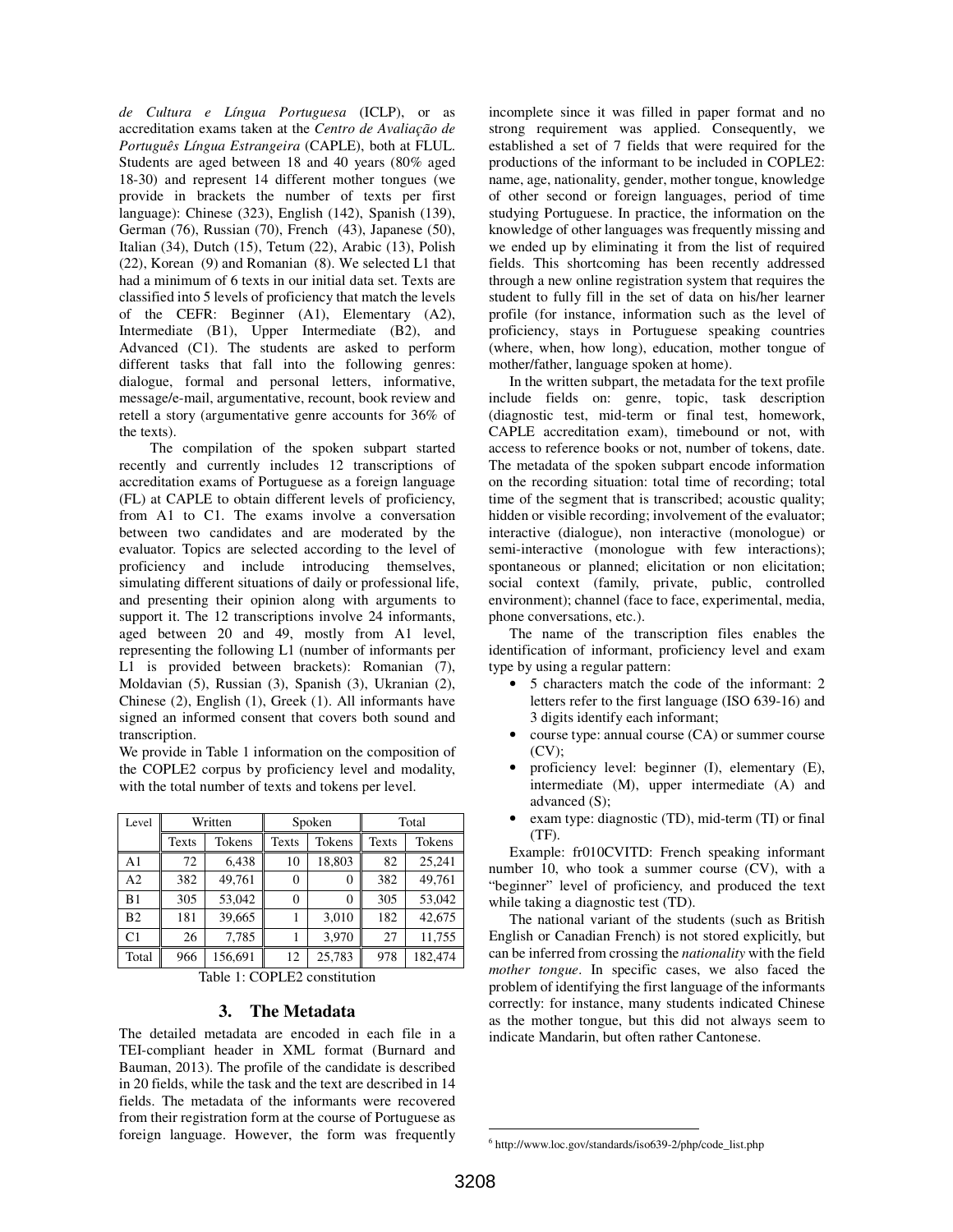*de Cultura e Língua Portuguesa* (ICLP), or as accreditation exams taken at the *Centro de Avaliação de Português Língua Estrangeira* (CAPLE), both at FLUL. Students are aged between 18 and 40 years (80% aged 18-30) and represent 14 different mother tongues (we provide in brackets the number of texts per first language): Chinese (323), English (142), Spanish (139), German (76), Russian (70), French (43), Japanese (50), Italian (34), Dutch (15), Tetum (22), Arabic (13), Polish (22), Korean (9) and Romanian (8). We selected L1 that had a minimum of 6 texts in our initial data set. Texts are classified into 5 levels of proficiency that match the levels of the CEFR: Beginner (A1), Elementary (A2), Intermediate (B1), Upper Intermediate (B2), and Advanced (C1). The students are asked to perform different tasks that fall into the following genres: dialogue, formal and personal letters, informative, message/e-mail, argumentative, recount, book review and retell a story (argumentative genre accounts for 36% of the texts).

The compilation of the spoken subpart started recently and currently includes 12 transcriptions of accreditation exams of Portuguese as a foreign language (FL) at CAPLE to obtain different levels of proficiency, from A1 to C1. The exams involve a conversation between two candidates and are moderated by the evaluator. Topics are selected according to the level of proficiency and include introducing themselves, simulating different situations of daily or professional life, and presenting their opinion along with arguments to support it. The 12 transcriptions involve 24 informants, aged between 20 and 49, mostly from A1 level, representing the following L1 (number of informants per L1 is provided between brackets): Romanian (7), Moldavian (5), Russian (3), Spanish (3), Ukranian (2), Chinese (2), English (1), Greek (1). All informants have signed an informed consent that covers both sound and transcription.

We provide in Table 1 information on the composition of the COPLE2 corpus by proficiency level and modality, with the total number of texts and tokens per level.

| Level | Written | | Spoken | | Total | |
|---|---|---|---|---|---|---|
| | Texts | Tokens | Texts | Tokens | Texts | Tokens |
| A1 | 72 | 6,438 | 10 | 18,803 | 82 | 25,241 |
| A2 | 382 | 49,761 | 0 | 0 | 382 | 49,761 |
| B1 | 305 | 53,042 | 0 | 0 | 305 | 53,042 |
| B2 | 181 | 39,665 | 1 | 3,010 | 182 | 42,675 |
| C1 | 26 | 7,785 | 1 | 3,970 | 27 | 11,755 |
| Total | 966 | 156,691 | 12 | 25,783 | 978 | 182,474 |

Table 1: COPLE2 constitution

## 3. The Metadata

The detailed metadata are encoded in each file in a TEI-compliant header in XML format (Burnard and Bauman, 2013). The profile of the candidate is described in 20 fields, while the task and the text are described in 14 fields. The metadata of the informants were recovered from their registration form at the course of Portuguese as foreign language. However, the form was frequently incomplete since it was filled in paper format and no strong requirement was applied. Consequently, we established a set of 7 fields that were required for the productions of the informant to be included in COPLE2: name, age, nationality, gender, mother tongue, knowledge of other second or foreign languages, period of time studying Portuguese. In practice, the information on the knowledge of other languages was frequently missing and we ended up by eliminating it from the list of required fields. This shortcoming has been recently addressed through a new online registration system that requires the student to fully fill in the set of data on his/her learner profile (for instance, information such as the level of proficiency, stays in Portuguese speaking countries (where, when, how long), education, mother tongue of mother/father, language spoken at home).

In the written subpart, the metadata for the text profile include fields on: genre, topic, task description (diagnostic test, mid-term or final test, homework, CAPLE accreditation exam), timebound or not, with access to reference books or not, number of tokens, date. The metadata of the spoken subpart encode information on the recording situation: total time of recording; total time of the segment that is transcribed; acoustic quality; hidden or visible recording; involvement of the evaluator; interactive (dialogue), non interactive (monologue) or semi-interactive (monologue with few interactions); spontaneous or planned; elicitation or non elicitation; social context (family, private, public, controlled environment); channel (face to face, experimental, media, phone conversations, etc.).

The name of the transcription files enables the identification of informant, proficiency level and exam type by using a regular pattern:

- 5 characters match the code of the informant: 2 letters refer to the first language (ISO 639-1[6]) and 3 digits identify each informant;
- course type: annual course (CA) or summer course (CV);
- proficiency level: beginner (I), elementary (E), intermediate (M), upper intermediate (A) and advanced (S);
- exam type: diagnostic (TD), mid-term (TI) or final (TF).

Example: fr010CVITD: French speaking informant number 10, who took a summer course (CV), with a "beginner" level of proficiency, and produced the text while taking a diagnostic test (TD).

The national variant of the students (such as British English or Canadian French) is not stored explicitly, but can be inferred from crossing the *nationality* with the field *mother tongue*. In specific cases, we also faced the problem of identifying the first language of the informants correctly: for instance, many students indicated Chinese as the mother tongue, but this did not always seem to indicate Mandarin, but often rather Cantonese.

[6] http://www.loc.gov/standards/iso639-2/php/code_list.php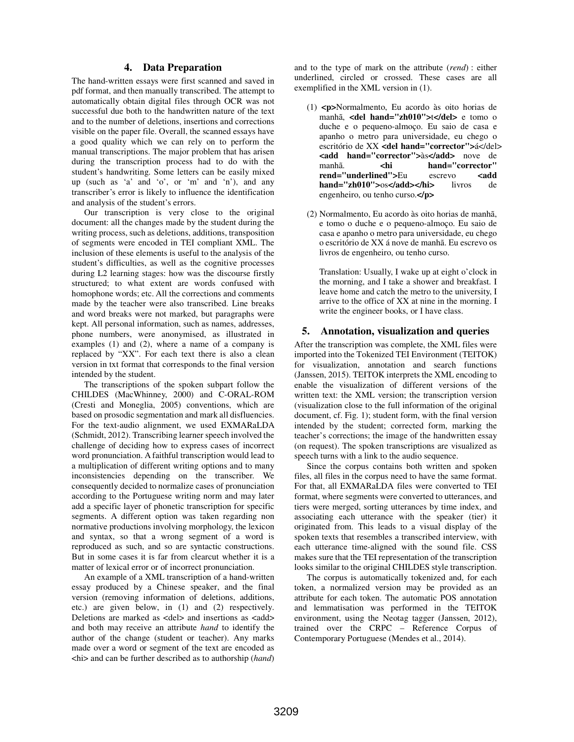## 4. Data Preparation

The hand-written essays were first scanned and saved in pdf format, and then manually transcribed. The attempt to automatically obtain digital files through OCR was not successful due both to the handwritten nature of the text and to the number of deletions, insertions and corrections visible on the paper file. Overall, the scanned essays have a good quality which we can rely on to perform the manual transcriptions. The major problem that has arisen during the transcription process had to do with the student's handwriting. Some letters can be easily mixed up (such as 'a' and 'o', or 'm' and 'n'), and any transcriber's error is likely to influence the identification and analysis of the student's errors.

Our transcription is very close to the original document: all the changes made by the student during the writing process, such as deletions, additions, transposition of segments were encoded in TEI compliant XML. The inclusion of these elements is useful to the analysis of the student's difficulties, as well as the cognitive processes during L2 learning stages: how was the discourse firstly structured; to what extent are words confused with homophone words; etc. All the corrections and comments made by the teacher were also transcribed. Line breaks and word breaks were not marked, but paragraphs were kept. All personal information, such as names, addresses, phone numbers, were anonymised, as illustrated in examples (1) and (2), where a name of a company is replaced by "XX". For each text there is also a clean version in txt format that corresponds to the final version intended by the student.

The transcriptions of the spoken subpart follow the CHILDES (MacWhinney, 2000) and C-ORAL-ROM (Cresti and Moneglia, 2005) conventions, which are based on prosodic segmentation and mark all disfluencies. For the text-audio alignment, we used EXMARaLDA (Schmidt, 2012). Transcribing learner speech involved the challenge of deciding how to express cases of incorrect word pronunciation. A faithful transcription would lead to a multiplication of different writing options and to many inconsistencies depending on the transcriber. We consequently decided to normalize cases of pronunciation according to the Portuguese writing norm and may later add a specific layer of phonetic transcription for specific segments. A different option was taken regarding non normative productions involving morphology, the lexicon and syntax, so that a wrong segment of a word is reproduced as such, and so are syntactic constructions. But in some cases it is far from clearcut whether it is a matter of lexical error or of incorrect pronunciation.

An example of a XML transcription of a hand-written essay produced by a Chinese speaker, and the final version (removing information of deletions, additions, etc.) are given below, in (1) and (2) respectively. Deletions are marked as <del> and insertions as <add> and both may receive an attribute *hand* to identify the author of the change (student or teacher). Any marks made over a word or segment of the text are encoded as <hi> and can be further described as to authorship (*hand*) and to the type of mark on the attribute (*rend*) : either underlined, circled or crossed. These cases are all exemplified in the XML version in (1).

(1) **<p>**Normalmento, Eu acordo às oito horias de manhã, **<del hand="zh010">**t**</del>** e tomo o duche e o pequeno-almoço. Eu saio de casa e apanho o metro para universidade, eu chego o escritório de XX **<del hand="corrector">**á</del> **<add hand="corrector">**às**</add>** nove de manhã. **<hi hand="corrector" rend="underlined">**Eu escrevo **<add hand="zh010">**os**</add></hi>** livros de engenheiro, ou tenho curso.**</p>**

(2) Normalmento, Eu acordo às oito horias de manhã, e tomo o duche e o pequeno-almoço. Eu saio de casa e apanho o metro para universidade, eu chego o escritório de XX á nove de manhã. Eu escrevo os livros de engenheiro, ou tenho curso.

Translation: Usually, I wake up at eight o'clock in the morning, and I take a shower and breakfast. I leave home and catch the metro to the university, I arrive to the office of XX at nine in the morning. I write the engineer books, or I have class.

## 5. Annotation, visualization and queries

After the transcription was complete, the XML files were imported into the Tokenized TEI Environment (TEITOK) for visualization, annotation and search functions (Janssen, 2015). TEITOK interprets the XML encoding to enable the visualization of different versions of the written text: the XML version; the transcription version (visualization close to the full information of the original document, cf. Fig. 1); student form, with the final version intended by the student; corrected form, marking the teacher's corrections; the image of the handwritten essay (on request). The spoken transcriptions are visualized as speech turns with a link to the audio sequence.

Since the corpus contains both written and spoken files, all files in the corpus need to have the same format. For that, all EXMARaLDA files were converted to TEI format, where segments were converted to utterances, and tiers were merged, sorting utterances by time index, and associating each utterance with the speaker (tier) it originated from. This leads to a visual display of the spoken texts that resembles a transcribed interview, with each utterance time-aligned with the sound file. CSS makes sure that the TEI representation of the transcription looks similar to the original CHILDES style transcription.

The corpus is automatically tokenized and, for each token, a normalized version may be provided as an attribute for each token. The automatic POS annotation and lemmatisation was performed in the TEITOK environment, using the Neotag tagger (Janssen, 2012), trained over the CRPC – Reference Corpus of Contemporary Portuguese (Mendes et al., 2014).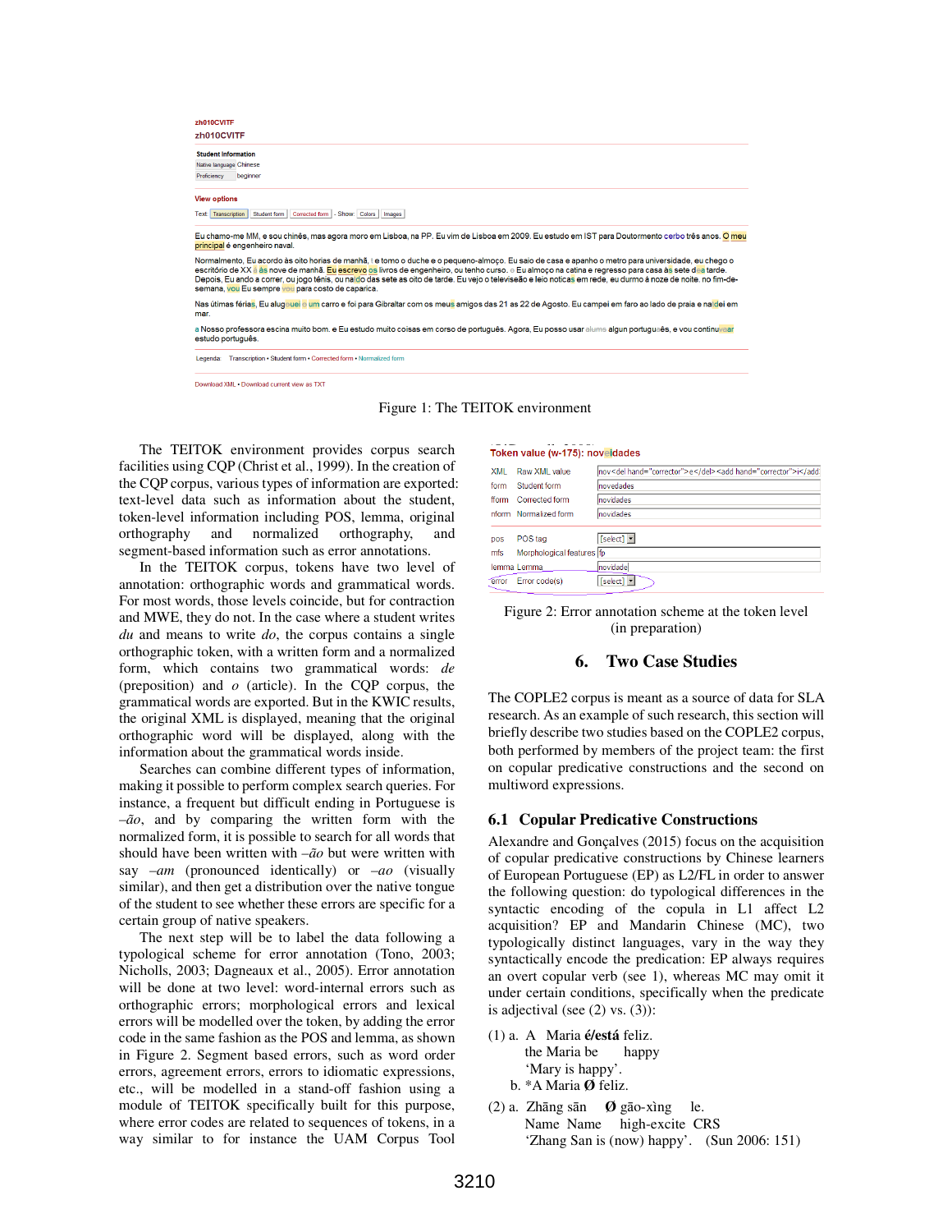Figure 1: The TEITOK environment

The TEITOK environment provides corpus search facilities using CQP (Christ et al., 1999). In the creation of the CQP corpus, various types of information are exported: text-level data such as information about the student, token-level information including POS, lemma, original orthography and normalized orthography, and segment-based information such as error annotations.

In the TEITOK corpus, tokens have two level of annotation: orthographic words and grammatical words. For most words, those levels coincide, but for contraction and MWE, they do not. In the case where a student writes *du* and means to write *do*, the corpus contains a single orthographic token, with a written form and a normalized form, which contains two grammatical words: *de* (preposition) and *o* (article). In the CQP corpus, the grammatical words are exported. But in the KWIC results, the original XML is displayed, meaning that the original orthographic word will be displayed, along with the information about the grammatical words inside.

Searches can combine different types of information, making it possible to perform complex search queries. For instance, a frequent but difficult ending in Portuguese is *–ão*, and by comparing the written form with the normalized form, it is possible to search for all words that should have been written with *–ão* but were written with say *–am* (pronounced identically) or *–ao* (visually similar), and then get a distribution over the native tongue of the student to see whether these errors are specific for a certain group of native speakers.

The next step will be to label the data following a typological scheme for error annotation (Tono, 2003; Nicholls, 2003; Dagneaux et al., 2005). Error annotation will be done at two level: word-internal errors such as orthographic errors; morphological errors and lexical errors will be modelled over the token, by adding the error code in the same fashion as the POS and lemma, as shown in Figure 2. Segment based errors, such as word order errors, agreement errors, errors to idiomatic expressions, etc., will be modelled in a stand-off fashion using a module of TEITOK specifically built for this purpose, where error codes are related to sequences of tokens, in a way similar to for instance the UAM Corpus Tool

Figure 2: Error annotation scheme at the token level (in preparation)

## 6. Two Case Studies

The COPLE2 corpus is meant as a source of data for SLA research. As an example of such research, this section will briefly describe two studies based on the COPLE2 corpus, both performed by members of the project team: the first on copular predicative constructions and the second on multiword expressions.

### 6.1 Copular Predicative Constructions

Alexandre and Gonçalves (2015) focus on the acquisition of copular predicative constructions by Chinese learners of European Portuguese (EP) as L2/FL in order to answer the following question: do typological differences in the syntactic encoding of the copula in L1 affect L2 acquisition? EP and Mandarin Chinese (MC), two typologically distinct languages, vary in the way they syntactically encode the predication: EP always requires an overt copular verb (see 1), whereas MC may omit it under certain conditions, specifically when the predicate is adjectival (see (2) vs. (3)):

(1) a. A Maria **é/está** feliz.
   the Maria be happy
   'Mary is happy'.

b. *A Maria **Ø** feliz.

(2) a. Zhāng sān **Ø** gāo-xìng le.
   Name Name high-excite CRS
   'Zhang San is (now) happy'. (Sun 2006: 151)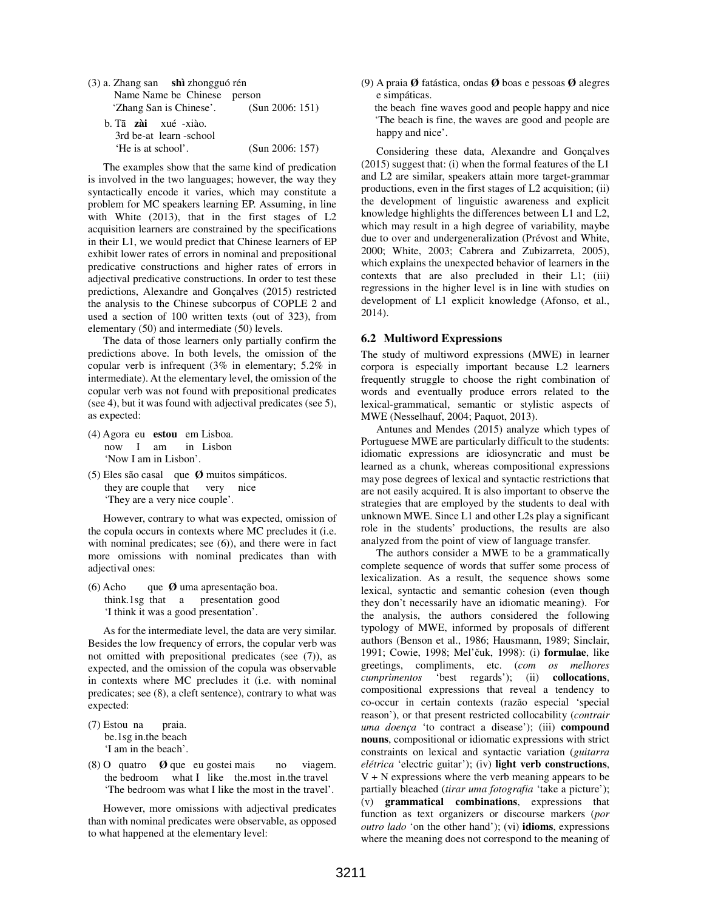(3) a. Zhang san **shì** zhongguó rén
Name Name be Chinese person
'Zhang San is Chinese'. (Sun 2006: 151)

b. Tā **zài** xué -xiào.
3rd be-at learn -school
'He is at school'. (Sun 2006: 157)

The examples show that the same kind of predication is involved in the two languages; however, the way they syntactically encode it varies, which may constitute a problem for MC speakers learning EP. Assuming, in line with White (2013), that in the first stages of L2 acquisition learners are constrained by the specifications in their L1, we would predict that Chinese learners of EP exhibit lower rates of errors in nominal and prepositional predicative constructions and higher rates of errors in adjectival predicative constructions. In order to test these predictions, Alexandre and Gonçalves (2015) restricted the analysis to the Chinese subcorpus of COPLE 2 and used a section of 100 written texts (out of 323), from elementary (50) and intermediate (50) levels.

The data of those learners only partially confirm the predictions above. In both levels, the omission of the copular verb is infrequent (3% in elementary; 5.2% in intermediate). At the elementary level, the omission of the copular verb was not found with prepositional predicates (see 4), but it was found with adjectival predicates (see 5), as expected:

(4) Agora eu **estou** em Lisboa.
now I am in Lisbon
'Now I am in Lisbon'.

(5) Eles são casal que **Ø** muitos simpáticos.
they are couple that very nice
'They are a very nice couple'.

However, contrary to what was expected, omission of the copula occurs in contexts where MC precludes it (i.e. with nominal predicates; see (6)), and there were in fact more omissions with nominal predicates than with adjectival ones:

(6) Acho que **Ø** uma apresentação boa.
think.1sg that a presentation good
'I think it was a good presentation'.

As for the intermediate level, the data are very similar. Besides the low frequency of errors, the copular verb was not omitted with prepositional predicates (see (7)), as expected, and the omission of the copula was observable in contexts where MC precludes it (i.e. with nominal predicates; see (8), a cleft sentence), contrary to what was expected:

(7) Estou na praia.
be.1sg in.the beach
'I am in the beach'.

(8) O quatro **Ø** que eu gostei mais no viagem.
the bedroom what I like the.most in.the travel
'The bedroom was what I like the most in the travel'.

However, more omissions with adjectival predicates than with nominal predicates were observable, as opposed to what happened at the elementary level:

(9) A praia **Ø** fatástica, ondas **Ø** boas e pessoas **Ø** alegres e simpáticas.
the beach fine waves good and people happy and nice
'The beach is fine, the waves are good and people are happy and nice'.

Considering these data, Alexandre and Gonçalves (2015) suggest that: (i) when the formal features of the L1 and L2 are similar, speakers attain more target-grammar productions, even in the first stages of L2 acquisition; (ii) the development of linguistic awareness and explicit knowledge highlights the differences between L1 and L2, which may result in a high degree of variability, maybe due to over and undergeneralization (Prévost and White, 2000; White, 2003; Cabrera and Zubizarreta, 2005), which explains the unexpected behavior of learners in the contexts that are also precluded in their L1; (iii) regressions in the higher level is in line with studies on development of L1 explicit knowledge (Afonso, et al., 2014).

## 6.2 Multiword Expressions

The study of multiword expressions (MWE) in learner corpora is especially important because L2 learners frequently struggle to choose the right combination of words and eventually produce errors related to the lexical-grammatical, semantic or stylistic aspects of MWE (Nesselhauf, 2004; Paquot, 2013).

Antunes and Mendes (2015) analyze which types of Portuguese MWE are particularly difficult to the students: idiomatic expressions are idiosyncratic and must be learned as a chunk, whereas compositional expressions may pose degrees of lexical and syntactic restrictions that are not easily acquired. It is also important to observe the strategies that are employed by the students to deal with unknown MWE. Since L1 and other L2s play a significant role in the students' productions, the results are also analyzed from the point of view of language transfer.

The authors consider a MWE to be a grammatically complete sequence of words that suffer some process of lexicalization. As a result, the sequence shows some lexical, syntactic and semantic cohesion (even though they don't necessarily have an idiomatic meaning). For the analysis, the authors considered the following typology of MWE, informed by proposals of different authors (Benson et al., 1986; Hausmann, 1989; Sinclair, 1991; Cowie, 1998; Mel'čuk, 1998): (i) **formulae**, like greetings, compliments, etc. (*com os melhores cumprimentos* 'best regards'); (ii) **collocations**, compositional expressions that reveal a tendency to co-occur in certain contexts (razão especial 'special reason'), or that present restricted collocability (*contrair uma doença* 'to contract a disease'); (iii) **compound nouns**, compositional or idiomatic expressions with strict constraints on lexical and syntactic variation (*guitarra elétrica* 'electric guitar'); (iv) **light verb constructions**, V + N expressions where the verb meaning appears to be partially bleached (*tirar uma fotografia* 'take a picture'); (v) **grammatical combinations**, expressions that function as text organizers or discourse markers (*por outro lado* 'on the other hand'); (vi) **idioms**, expressions where the meaning does not correspond to the meaning of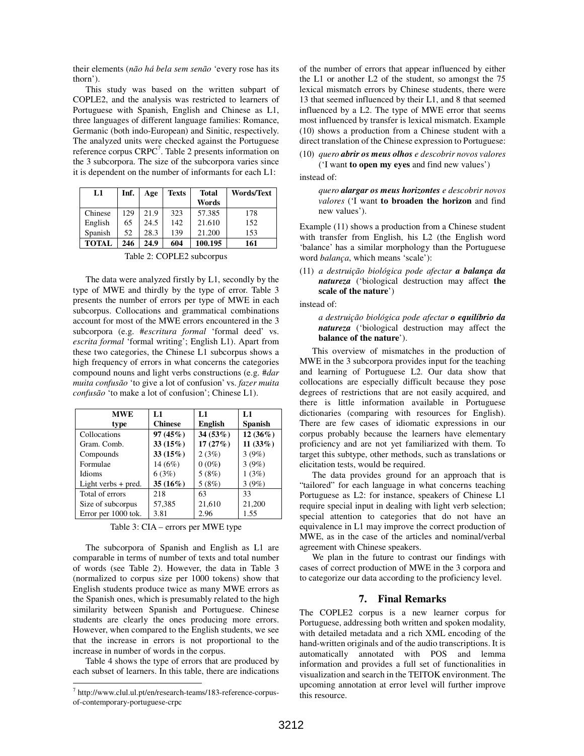their elements (*não há bela sem senão* 'every rose has its thorn').

This study was based on the written subpart of COPLE2, and the analysis was restricted to learners of Portuguese with Spanish, English and Chinese as L1, three languages of different language families: Romance, Germanic (both indo-European) and Sinitic, respectively. The analyzed units were checked against the Portuguese reference corpus CRPC[7]. Table 2 presents information on the 3 subcorpora. The size of the subcorpora varies since it is dependent on the number of informants for each L1:

| L1 | Inf. | Age | Texts | Total Words | Words/Text |
|---|---|---|---|---|---|
| Chinese | 129 | 21.9 | 323 | 57.385 | 178 |
| English | 65 | 24.5 | 142 | 21.610 | 152 |
| Spanish | 52 | 28.3 | 139 | 21.200 | 153 |
| **TOTAL** | **246** | **24.9** | **604** | **100.195** | **161** |

Table 2: COPLE2 subcorpus

The data were analyzed firstly by L1, secondly by the type of MWE and thirdly by the type of error. Table 3 presents the number of errors per type of MWE in each subcorpus. Collocations and grammatical combinations account for most of the MWE errors encountered in the 3 subcorpora (e.g. #*escritura formal* 'formal deed' vs. *escrita formal* 'formal writing'; English L1). Apart from these two categories, the Chinese L1 subcorpus shows a high frequency of errors in what concerns the categories compound nouns and light verbs constructions (e.g. #*dar muita confusão* 'to give a lot of confusion' vs. *fazer muita confusão* 'to make a lot of confusion'; Chinese L1).

| MWE type | L1 Chinese | L1 English | L1 Spanish |
|---|---|---|---|
| Collocations | **97 (45%)** | **34 (53%)** | **12 (36%)** |
| Gram. Comb. | **33 (15%)** | **17 (27%)** | **11 (33%)** |
| Compounds | **33 (15%)** | 2 (3%) | 3 (9%) |
| Formulae | 14 (6%) | 0 (0%) | 3 (9%) |
| Idioms | 6 (3%) | 5 (8%) | 1 (3%) |
| Light verbs + pred. | **35 (16%)** | 5 (8%) | 3 (9%) |
| Total of errors | 218 | 63 | 33 |
| Size of subcorpus | 57,385 | 21,610 | 21,200 |
| Error per 1000 tok. | 3.81 | 2.96 | 1.55 |

Table 3: CIA – errors per MWE type

The subcorpora of Spanish and English as L1 are comparable in terms of number of texts and total number of words (see Table 2). However, the data in Table 3 (normalized to corpus size per 1000 tokens) show that English students produce twice as many MWE errors as the Spanish ones, which is presumably related to the high similarity between Spanish and Portuguese. Chinese students are clearly the ones producing more errors. However, when compared to the English students, we see that the increase in errors is not proportional to the increase in number of words in the corpus.

Table 4 shows the type of errors that are produced by each subset of learners. In this table, there are indications of the number of errors that appear influenced by either the L1 or another L2 of the student, so amongst the 75 lexical mismatch errors by Chinese students, there were 13 that seemed influenced by their L1, and 8 that seemed influenced by a L2. The type of MWE error that seems most influenced by transfer is lexical mismatch. Example (10) shows a production from a Chinese student with a direct translation of the Chinese expression to Portuguese:

(10) *quero* ***abrir os meus olhos*** *e descobrir novos valores* ('I want **to open my eyes** and find new values')

instead of:

*quero* ***alargar os meus horizontes*** *e descobrir novos valores* ('I want **to broaden the horizon** and find new values').

Example (11) shows a production from a Chinese student with transfer from English, his L2 (the English word 'balance' has a similar morphology than the Portuguese word *balança*, which means 'scale'):

(11) *a destruição biológica pode afectar* ***a balança da natureza*** ('biological destruction may affect **the scale of the nature**')

instead of:

*a destruição biológica pode afectar* ***o equilíbrio da natureza*** ('biological destruction may affect the **balance of the nature**').

This overview of mismatches in the production of MWE in the 3 subcorpora provides input for the teaching and learning of Portuguese L2. Our data show that collocations are especially difficult because they pose degrees of restrictions that are not easily acquired, and there is little information available in Portuguese dictionaries (comparing with resources for English). There are few cases of idiomatic expressions in our corpus probably because the learners have elementary proficiency and are not yet familiarized with them. To target this subtype, other methods, such as translations or elicitation tests, would be required.

The data provides ground for an approach that is "tailored" for each language in what concerns teaching Portuguese as L2: for instance, speakers of Chinese L1 require special input in dealing with light verb selection; special attention to categories that do not have an equivalence in L1 may improve the correct production of MWE, as in the case of the articles and nominal/verbal agreement with Chinese speakers.

We plan in the future to contrast our findings with cases of correct production of MWE in the 3 corpora and to categorize our data according to the proficiency level.

## 7. Final Remarks

The COPLE2 corpus is a new learner corpus for Portuguese, addressing both written and spoken modality, with detailed metadata and a rich XML encoding of the hand-written originals and of the audio transcriptions. It is automatically annotated with POS and lemma information and provides a full set of functionalities in visualization and search in the TEITOK environment. The upcoming annotation at error level will further improve this resource.

[7] http://www.clul.ul.pt/en/research-teams/183-reference-corpus-of-contemporary-portuguese-crpc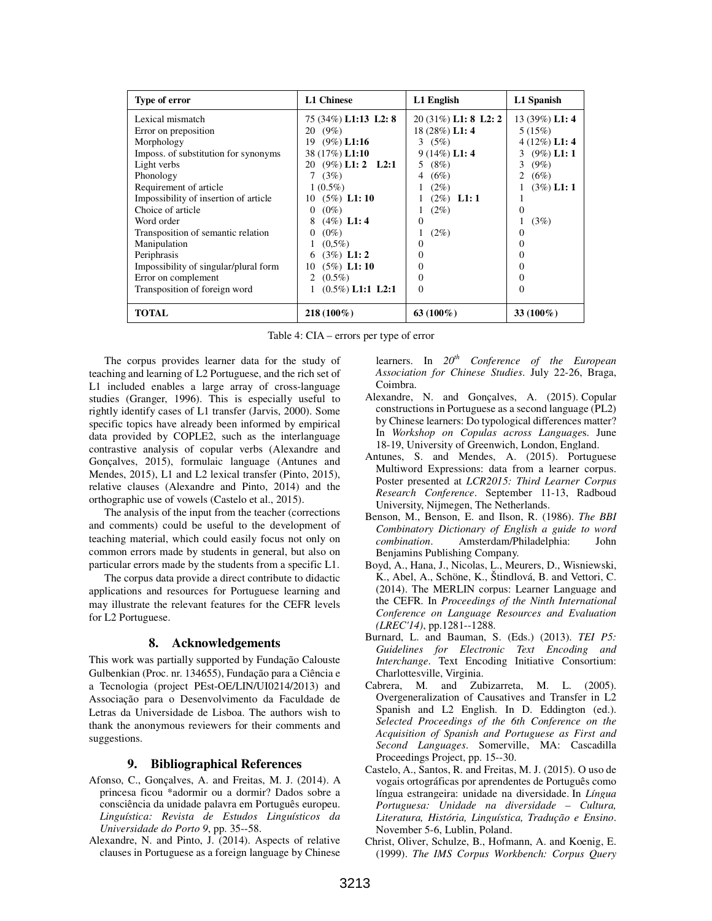| Type of error | L1 Chinese | L1 English | L1 Spanish |
|---|---|---|---|
| Lexical mismatch | 75 (34%) **L1:13 L2: 8** | 20 (31%) **L1: 8 L2: 2** | 13 (39%) **L1: 4** |
| Error on preposition | 20 (9%) | 18 (28%) **L1: 4** | 5 (15%) |
| Morphology | 19 (9%) **L1:16** | 3 (5%) | 4 (12%) **L1: 4** |
| Imposs. of substitution for synonyms | 38 (17%) **L1:10** | 9 (14%) **L1: 4** | 3 (9%) **L1: 1** |
| Light verbs | 20 (9%) **L1: 2 L2:1** | 5 (8%) | 3 (9%) |
| Phonology | 7 (3%) | 4 (6%) | 2 (6%) |
| Requirement of article | 1 (0.5%) | 1 (2%) | 1 (3%) **L1: 1** |
| Impossibility of insertion of article | 10 (5%) **L1: 10** | 1 (2%) **L1: 1** | 1 |
| Choice of article | 0 (0%) | 1 (2%) | 0 |
| Word order | 8 (4%) **L1: 4** | 0 | 1 (3%) |
| Transposition of semantic relation | 0 (0%) | 1 (2%) | 0 |
| Manipulation | 1 (0,5%) | 0 | 0 |
| Periphrasis | 6 (3%) **L1: 2** | 0 | 0 |
| Impossibility of singular/plural form | 10 (5%) **L1: 10** | 0 | 0 |
| Error on complement | 2 (0.5%) | 0 | 0 |
| Transposition of foreign word | 1 (0.5%) **L1:1 L2:1** | 0 | 0 |
| **TOTAL** | **218 (100%)** | **63 (100%)** | **33 (100%)** |

Table 4: CIA – errors per type of error

The corpus provides learner data for the study of teaching and learning of L2 Portuguese, and the rich set of L1 included enables a large array of cross-language studies (Granger, 1996). This is especially useful to rightly identify cases of L1 transfer (Jarvis, 2000). Some specific topics have already been informed by empirical data provided by COPLE2, such as the interlanguage contrastive analysis of copular verbs (Alexandre and Gonçalves, 2015), formulaic language (Antunes and Mendes, 2015), L1 and L2 lexical transfer (Pinto, 2015), relative clauses (Alexandre and Pinto, 2014) and the orthographic use of vowels (Castelo et al., 2015).

The analysis of the input from the teacher (corrections and comments) could be useful to the development of teaching material, which could easily focus not only on common errors made by students in general, but also on particular errors made by the students from a specific L1.

The corpus data provide a direct contribute to didactic applications and resources for Portuguese learning and may illustrate the relevant features for the CEFR levels for L2 Portuguese.

## 8. Acknowledgements

This work was partially supported by Fundação Calouste Gulbenkian (Proc. nr. 134655), Fundação para a Ciência e a Tecnologia (project PEst-OE/LIN/UI0214/2013) and Associação para o Desenvolvimento da Faculdade de Letras da Universidade de Lisboa. The authors wish to thank the anonymous reviewers for their comments and suggestions.

## 9. Bibliographical References

Afonso, C., Gonçalves, A. and Freitas, M. J. (2014). A princesa ficou *adormir ou a dormir? Dados sobre a consciência da unidade palavra em Português europeu. *Linguística: Revista de Estudos Linguísticos da Universidade do Porto 9*, pp. 35--58.

Alexandre, N. and Pinto, J. (2014). Aspects of relative clauses in Portuguese as a foreign language by Chinese learners. In *20th Conference of the European Association for Chinese Studies*. July 22-26, Braga, Coimbra.

Alexandre, N. and Gonçalves, A. (2015). Copular constructions in Portuguese as a second language (PL2) by Chinese learners: Do typological differences matter? In *Workshop on Copulas across Languages*. June 18-19, University of Greenwich, London, England.

Antunes, S. and Mendes, A. (2015). Portuguese Multiword Expressions: data from a learner corpus. Poster presented at *LCR2015: Third Learner Corpus Research Conference*. September 11-13, Radboud University, Nijmegen, The Netherlands.

Benson, M., Benson, E. and Ilson, R. (1986). *The BBI Combinatory Dictionary of English a guide to word combination*. Amsterdam/Philadelphia: John Benjamins Publishing Company.

Boyd, A., Hana, J., Nicolas, L., Meurers, D., Wisniewski, K., Abel, A., Schöne, K., Štindlová, B. and Vettori, C. (2014). The MERLIN corpus: Learner Language and the CEFR. In *Proceedings of the Ninth International Conference on Language Resources and Evaluation (LREC'14)*, pp.1281--1288.

Burnard, L. and Bauman, S. (Eds.) (2013). *TEI P5: Guidelines for Electronic Text Encoding and Interchange*. Text Encoding Initiative Consortium: Charlottesville, Virginia.

Cabrera, M. and Zubizarreta, M. L. (2005). Overgeneralization of Causatives and Transfer in L2 Spanish and L2 English. In D. Eddington (ed.). *Selected Proceedings of the 6th Conference on the Acquisition of Spanish and Portuguese as First and Second Languages*. Somerville, MA: Cascadilla Proceedings Project, pp. 15--30.

Castelo, A., Santos, R. and Freitas, M. J. (2015). O uso de vogais ortográficas por aprendentes de Português como língua estrangeira: unidade na diversidade. In *Língua Portuguesa: Unidade na diversidade – Cultura, Literatura, História, Linguística, Tradução e Ensino*. November 5-6, Lublin, Poland.

Christ, Oliver, Schulze, B., Hofmann, A. and Koenig, E. (1999). *The IMS Corpus Workbench: Corpus Query*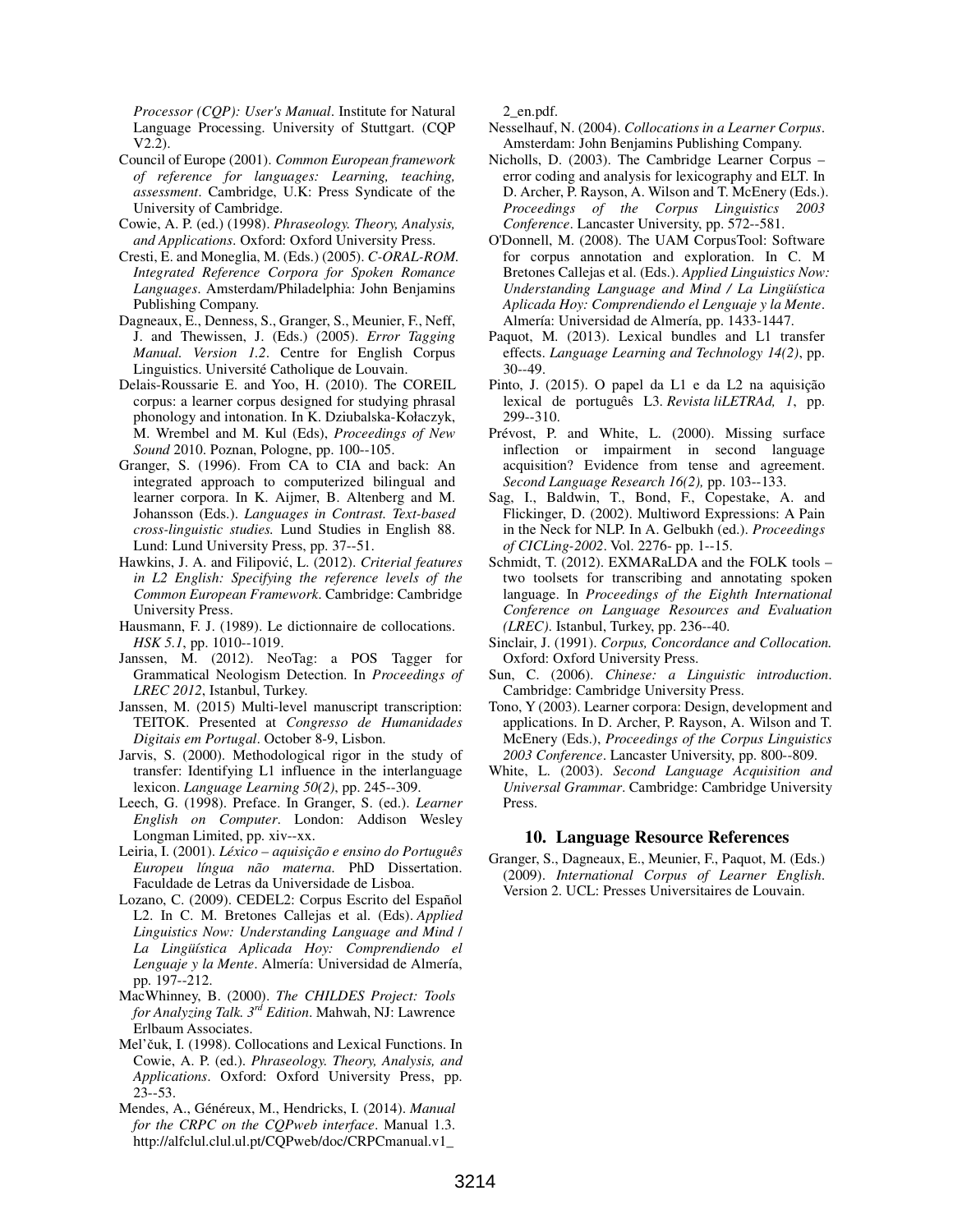Processor (CQP): User's Manual. Institute for Natural Language Processing. University of Stuttgart. (CQP V2.2).

Council of Europe (2001). *Common European framework of reference for languages: Learning, teaching, assessment*. Cambridge, U.K: Press Syndicate of the University of Cambridge.

Cowie, A. P. (ed.) (1998). *Phraseology. Theory, Analysis, and Applications*. Oxford: Oxford University Press.

Cresti, E. and Moneglia, M. (Eds.) (2005). *C-ORAL-ROM. Integrated Reference Corpora for Spoken Romance Languages*. Amsterdam/Philadelphia: John Benjamins Publishing Company.

Dagneaux, E., Denness, S., Granger, S., Meunier, F., Neff, J. and Thewissen, J. (Eds.) (2005). *Error Tagging Manual. Version 1.2*. Centre for English Corpus Linguistics. Université Catholique de Louvain.

Delais-Roussarie E. and Yoo, H. (2010). The COREIL corpus: a learner corpus designed for studying phrasal phonology and intonation. In K. Dziubalska-Kołaczyk, M. Wrembel and M. Kul (Eds), *Proceedings of New Sound* 2010. Poznan, Pologne, pp. 100--105.

Granger, S. (1996). From CA to CIA and back: An integrated approach to computerized bilingual and learner corpora. In K. Aijmer, B. Altenberg and M. Johansson (Eds.). *Languages in Contrast. Text-based cross-linguistic studies.* Lund Studies in English 88. Lund: Lund University Press, pp. 37--51.

Hawkins, J. A. and Filipović, L. (2012). *Criterial features in L2 English: Specifying the reference levels of the Common European Framework*. Cambridge: Cambridge University Press.

Hausmann, F. J. (1989). Le dictionnaire de collocations. *HSK 5.1*, pp. 1010--1019.

Janssen, M. (2012). NeoTag: a POS Tagger for Grammatical Neologism Detection. In *Proceedings of LREC 2012*, Istanbul, Turkey.

Janssen, M. (2015) Multi-level manuscript transcription: TEITOK. Presented at *Congresso de Humanidades Digitais em Portugal*. October 8-9, Lisbon.

Jarvis, S. (2000). Methodological rigor in the study of transfer: Identifying L1 influence in the interlanguage lexicon. *Language Learning 50(2)*, pp. 245--309.

Leech, G. (1998). Preface. In Granger, S. (ed.). *Learner English on Computer*. London: Addison Wesley Longman Limited, pp. xiv--xx.

Leiria, I. (2001). *Léxico – aquisição e ensino do Português Europeu língua não materna*. PhD Dissertation. Faculdade de Letras da Universidade de Lisboa.

Lozano, C. (2009). CEDEL2: Corpus Escrito del Español L2. In C. M. Bretones Callejas et al. (Eds). *Applied Linguistics Now: Understanding Language and Mind / La Lingüística Aplicada Hoy: Comprendiendo el Lenguaje y la Mente*. Almería: Universidad de Almería, pp. 197--212.

MacWhinney, B. (2000). *The CHILDES Project: Tools for Analyzing Talk. 3rd Edition*. Mahwah, NJ: Lawrence Erlbaum Associates.

Mel'čuk, I. (1998). Collocations and Lexical Functions. In Cowie, A. P. (ed.). *Phraseology. Theory, Analysis, and Applications*. Oxford: Oxford University Press, pp. 23--53.

Mendes, A., Généreux, M., Hendricks, I. (2014). *Manual for the CRPC on the CQPweb interface*. Manual 1.3. http://alfclul.clul.ul.pt/CQPweb/doc/CRPCmanual.v1_2_en.pdf.

Nesselhauf, N. (2004). *Collocations in a Learner Corpus*. Amsterdam: John Benjamins Publishing Company.

Nicholls, D. (2003). The Cambridge Learner Corpus – error coding and analysis for lexicography and ELT. In D. Archer, P. Rayson, A. Wilson and T. McEnery (Eds.). *Proceedings of the Corpus Linguistics 2003 Conference*. Lancaster University, pp. 572--581.

O'Donnell, M. (2008). The UAM CorpusTool: Software for corpus annotation and exploration. In C. M Bretones Callejas et al. (Eds.). *Applied Linguistics Now: Understanding Language and Mind / La Lingüística Aplicada Hoy: Comprendiendo el Lenguaje y la Mente*. Almería: Universidad de Almería, pp. 1433-1447.

Paquot, M. (2013). Lexical bundles and L1 transfer effects. *Language Learning and Technology 14(2)*, pp. 30--49.

Pinto, J. (2015). O papel da L1 e da L2 na aquisição lexical de português L3. *Revista liLETRAd, 1*, pp. 299--310.

Prévost, P. and White, L. (2000). Missing surface inflection or impairment in second language acquisition? Evidence from tense and agreement. *Second Language Research 16(2),* pp. 103--133.

Sag, I., Baldwin, T., Bond, F., Copestake, A. and Flickinger, D. (2002). Multiword Expressions: A Pain in the Neck for NLP. In A. Gelbukh (ed.). *Proceedings of CICLing-2002*. Vol. 2276- pp. 1--15.

Schmidt, T. (2012). EXMARaLDA and the FOLK tools – two toolsets for transcribing and annotating spoken language. In *Proceedings of the Eighth International Conference on Language Resources and Evaluation (LREC)*. Istanbul, Turkey, pp. 236--40.

Sinclair, J. (1991). *Corpus, Concordance and Collocation.* Oxford: Oxford University Press.

Sun, C. (2006). *Chinese: a Linguistic introduction*. Cambridge: Cambridge University Press.

Tono, Y (2003). Learner corpora: Design, development and applications. In D. Archer, P. Rayson, A. Wilson and T. McEnery (Eds.), *Proceedings of the Corpus Linguistics 2003 Conference*. Lancaster University, pp. 800--809.

White, L. (2003). *Second Language Acquisition and Universal Grammar*. Cambridge: Cambridge University Press.

## 10. Language Resource References

Granger, S., Dagneaux, E., Meunier, F., Paquot, M. (Eds.) (2009). *International Corpus of Learner English*. Version 2. UCL: Presses Universitaires de Louvain.